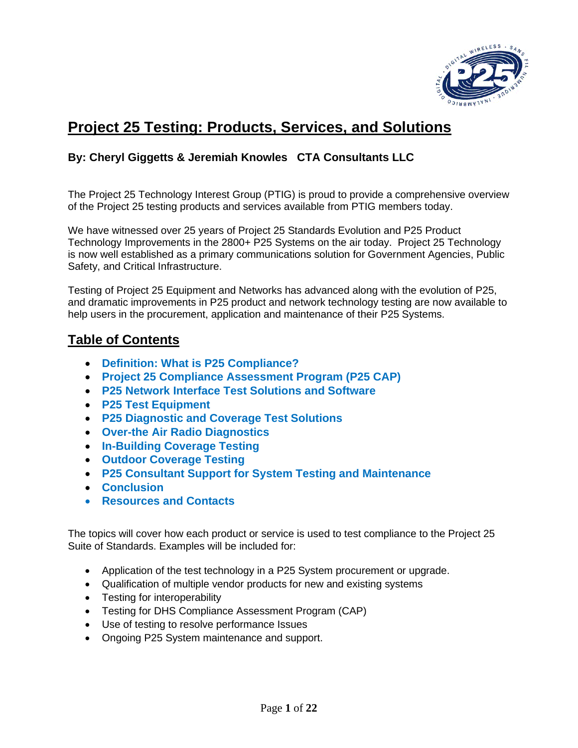# Project 25 Testing: Products, Services, and Solutions

**By: Cheryl Giggetts & Jeremiah Knowles   CTA Consultants LLC**

The Project 25 Technology Interest Group (PTIG) is proud to provide a comprehensive overview of the Project 25 testing products and services available from PTIG members today.

We have witnessed over 25 years of Project 25 Standards Evolution and P25 Product Technology Improvements in the 2800+ P25 Systems on the air today. Project 25 Technology is now well established as a primary communications solution for Government Agencies, Public Safety, and Critical Infrastructure.

Testing of Project 25 Equipment and Networks has advanced along with the evolution of P25, and dramatic improvements in P25 product and network technology testing are now available to help users in the procurement, application and maintenance of their P25 Systems.

## Table of Contents

- **Definition: What is P25 Compliance?**
- **Project 25 Compliance Assessment Program (P25 CAP)**
- **P25 Network Interface Test Solutions and Software**
- **P25 Test Equipment**
- **P25 Diagnostic and Coverage Test Solutions**
- **Over-the Air Radio Diagnostics**
- **In-Building Coverage Testing**
- **Outdoor Coverage Testing**
- **P25 Consultant Support for System Testing and Maintenance**
- **Conclusion**
- **Resources and Contacts**

The topics will cover how each product or service is used to test compliance to the Project 25 Suite of Standards. Examples will be included for:

- Application of the test technology in a P25 System procurement or upgrade.
- Qualification of multiple vendor products for new and existing systems
- Testing for interoperability
- Testing for DHS Compliance Assessment Program (CAP)
- Use of testing to resolve performance Issues
- Ongoing P25 System maintenance and support.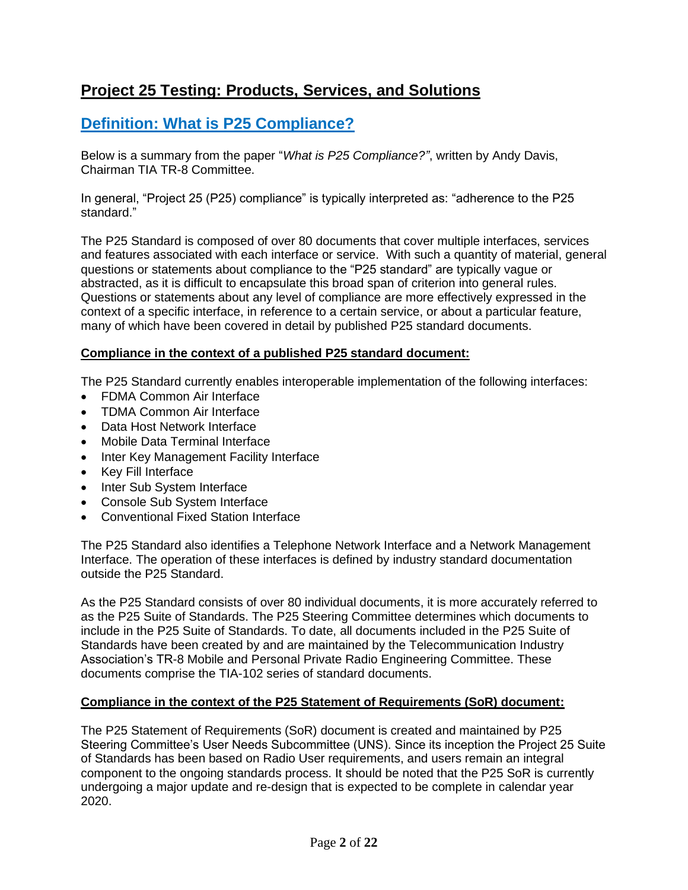## Project 25 Testing: Products, Services, and Solutions

### Definition: What is P25 Compliance?

Below is a summary from the paper "*What is P25 Compliance?"*, written by Andy Davis, Chairman TIA TR-8 Committee.

In general, "Project 25 (P25) compliance" is typically interpreted as: "adherence to the P25 standard."

The P25 Standard is composed of over 80 documents that cover multiple interfaces, services and features associated with each interface or service. With such a quantity of material, general questions or statements about compliance to the "P25 standard" are typically vague or abstracted, as it is difficult to encapsulate this broad span of criterion into general rules. Questions or statements about any level of compliance are more effectively expressed in the context of a specific interface, in reference to a certain service, or about a particular feature, many of which have been covered in detail by published P25 standard documents.

**Compliance in the context of a published P25 standard document:**

The P25 Standard currently enables interoperable implementation of the following interfaces:

- FDMA Common Air Interface
- TDMA Common Air Interface
- Data Host Network Interface
- Mobile Data Terminal Interface
- Inter Key Management Facility Interface
- Key Fill Interface
- Inter Sub System Interface
- Console Sub System Interface
- Conventional Fixed Station Interface

The P25 Standard also identifies a Telephone Network Interface and a Network Management Interface. The operation of these interfaces is defined by industry standard documentation outside the P25 Standard.

As the P25 Standard consists of over 80 individual documents, it is more accurately referred to as the P25 Suite of Standards. The P25 Steering Committee determines which documents to include in the P25 Suite of Standards. To date, all documents included in the P25 Suite of Standards have been created by and are maintained by the Telecommunication Industry Association's TR-8 Mobile and Personal Private Radio Engineering Committee. These documents comprise the TIA-102 series of standard documents.

**Compliance in the context of the P25 Statement of Requirements (SoR) document:**

The P25 Statement of Requirements (SoR) document is created and maintained by P25 Steering Committee's User Needs Subcommittee (UNS). Since its inception the Project 25 Suite of Standards has been based on Radio User requirements, and users remain an integral component to the ongoing standards process. It should be noted that the P25 SoR is currently undergoing a major update and re-design that is expected to be complete in calendar year 2020.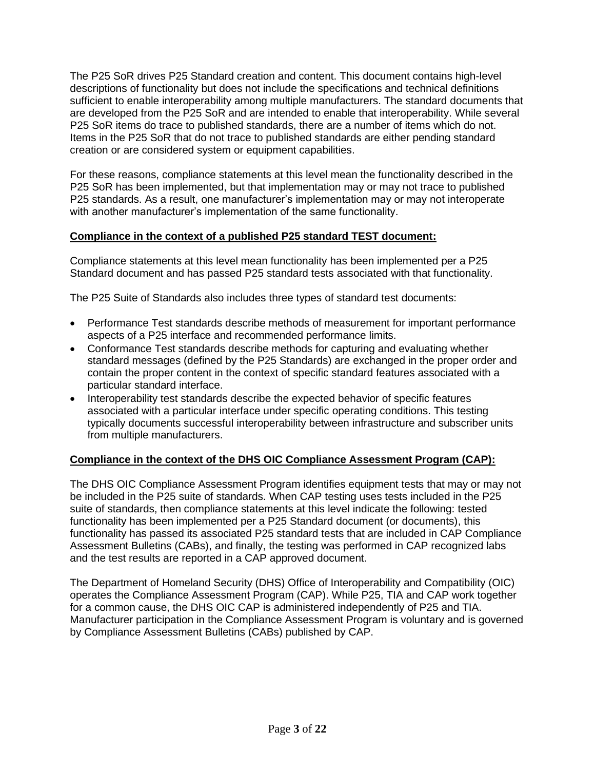The P25 SoR drives P25 Standard creation and content. This document contains high-level descriptions of functionality but does not include the specifications and technical definitions sufficient to enable interoperability among multiple manufacturers. The standard documents that are developed from the P25 SoR and are intended to enable that interoperability. While several P25 SoR items do trace to published standards, there are a number of items which do not. Items in the P25 SoR that do not trace to published standards are either pending standard creation or are considered system or equipment capabilities.

For these reasons, compliance statements at this level mean the functionality described in the P25 SoR has been implemented, but that implementation may or may not trace to published P25 standards. As a result, one manufacturer's implementation may or may not interoperate with another manufacturer's implementation of the same functionality.

**Compliance in the context of a published P25 standard TEST document:**

Compliance statements at this level mean functionality has been implemented per a P25 Standard document and has passed P25 standard tests associated with that functionality.

The P25 Suite of Standards also includes three types of standard test documents:

- Performance Test standards describe methods of measurement for important performance aspects of a P25 interface and recommended performance limits.
- Conformance Test standards describe methods for capturing and evaluating whether standard messages (defined by the P25 Standards) are exchanged in the proper order and contain the proper content in the context of specific standard features associated with a particular standard interface.
- Interoperability test standards describe the expected behavior of specific features associated with a particular interface under specific operating conditions. This testing typically documents successful interoperability between infrastructure and subscriber units from multiple manufacturers.

**Compliance in the context of the DHS OIC Compliance Assessment Program (CAP):**

The DHS OIC Compliance Assessment Program identifies equipment tests that may or may not be included in the P25 suite of standards. When CAP testing uses tests included in the P25 suite of standards, then compliance statements at this level indicate the following: tested functionality has been implemented per a P25 Standard document (or documents), this functionality has passed its associated P25 standard tests that are included in CAP Compliance Assessment Bulletins (CABs), and finally, the testing was performed in CAP recognized labs and the test results are reported in a CAP approved document.

The Department of Homeland Security (DHS) Office of Interoperability and Compatibility (OIC) operates the Compliance Assessment Program (CAP). While P25, TIA and CAP work together for a common cause, the DHS OIC CAP is administered independently of P25 and TIA. Manufacturer participation in the Compliance Assessment Program is voluntary and is governed by Compliance Assessment Bulletins (CABs) published by CAP.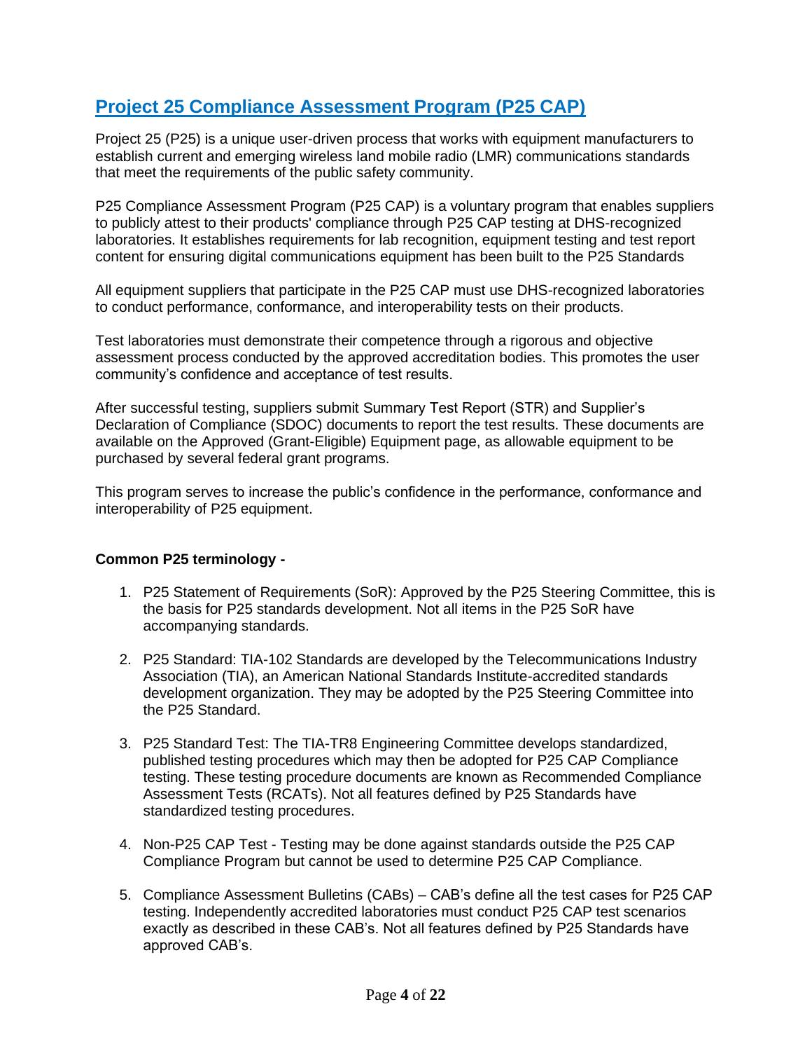## Project 25 Compliance Assessment Program (P25 CAP)

Project 25 (P25) is a unique user-driven process that works with equipment manufacturers to establish current and emerging wireless land mobile radio (LMR) communications standards that meet the requirements of the public safety community.

P25 Compliance Assessment Program (P25 CAP) is a voluntary program that enables suppliers to publicly attest to their products' compliance through P25 CAP testing at DHS-recognized laboratories. It establishes requirements for lab recognition, equipment testing and test report content for ensuring digital communications equipment has been built to the P25 Standards

All equipment suppliers that participate in the P25 CAP must use DHS-recognized laboratories to conduct performance, conformance, and interoperability tests on their products.

Test laboratories must demonstrate their competence through a rigorous and objective assessment process conducted by the approved accreditation bodies. This promotes the user community's confidence and acceptance of test results.

After successful testing, suppliers submit Summary Test Report (STR) and Supplier's Declaration of Compliance (SDOC) documents to report the test results. These documents are available on the Approved (Grant-Eligible) Equipment page, as allowable equipment to be purchased by several federal grant programs.

This program serves to increase the public's confidence in the performance, conformance and interoperability of P25 equipment.

**Common P25 terminology -**

1. P25 Statement of Requirements (SoR): Approved by the P25 Steering Committee, this is the basis for P25 standards development. Not all items in the P25 SoR have accompanying standards.

2. P25 Standard: TIA-102 Standards are developed by the Telecommunications Industry Association (TIA), an American National Standards Institute-accredited standards development organization. They may be adopted by the P25 Steering Committee into the P25 Standard.

3. P25 Standard Test: The TIA-TR8 Engineering Committee develops standardized, published testing procedures which may then be adopted for P25 CAP Compliance testing. These testing procedure documents are known as Recommended Compliance Assessment Tests (RCATs). Not all features defined by P25 Standards have standardized testing procedures.

4. Non-P25 CAP Test - Testing may be done against standards outside the P25 CAP Compliance Program but cannot be used to determine P25 CAP Compliance.

5. Compliance Assessment Bulletins (CABs) – CAB's define all the test cases for P25 CAP testing. Independently accredited laboratories must conduct P25 CAP test scenarios exactly as described in these CAB's. Not all features defined by P25 Standards have approved CAB's.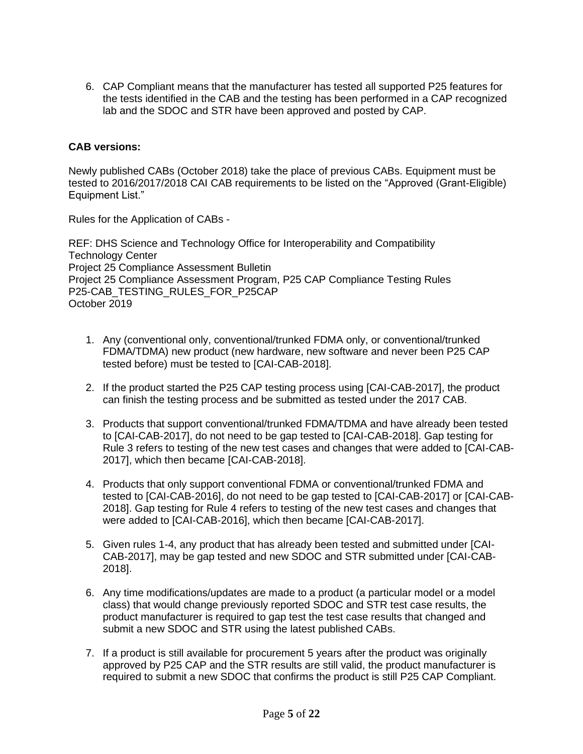6. CAP Compliant means that the manufacturer has tested all supported P25 features for the tests identified in the CAB and the testing has been performed in a CAP recognized lab and the SDOC and STR have been approved and posted by CAP.

**CAB versions:**

Newly published CABs (October 2018) take the place of previous CABs. Equipment must be tested to 2016/2017/2018 CAI CAB requirements to be listed on the "Approved (Grant-Eligible) Equipment List."

Rules for the Application of CABs -

REF: DHS Science and Technology Office for Interoperability and Compatibility Technology Center
Project 25 Compliance Assessment Bulletin
Project 25 Compliance Assessment Program, P25 CAP Compliance Testing Rules
P25-CAB_TESTING_RULES_FOR_P25CAP
October 2019

1. Any (conventional only, conventional/trunked FDMA only, or conventional/trunked FDMA/TDMA) new product (new hardware, new software and never been P25 CAP tested before) must be tested to [CAI-CAB-2018].

2. If the product started the P25 CAP testing process using [CAI-CAB-2017], the product can finish the testing process and be submitted as tested under the 2017 CAB.

3. Products that support conventional/trunked FDMA/TDMA and have already been tested to [CAI-CAB-2017], do not need to be gap tested to [CAI-CAB-2018]. Gap testing for Rule 3 refers to testing of the new test cases and changes that were added to [CAI-CAB-2017], which then became [CAI-CAB-2018].

4. Products that only support conventional FDMA or conventional/trunked FDMA and tested to [CAI-CAB-2016], do not need to be gap tested to [CAI-CAB-2017] or [CAI-CAB-2018]. Gap testing for Rule 4 refers to testing of the new test cases and changes that were added to [CAI-CAB-2016], which then became [CAI-CAB-2017].

5. Given rules 1-4, any product that has already been tested and submitted under [CAI-CAB-2017], may be gap tested and new SDOC and STR submitted under [CAI-CAB-2018].

6. Any time modifications/updates are made to a product (a particular model or a model class) that would change previously reported SDOC and STR test case results, the product manufacturer is required to gap test the test case results that changed and submit a new SDOC and STR using the latest published CABs.

7. If a product is still available for procurement 5 years after the product was originally approved by P25 CAP and the STR results are still valid, the product manufacturer is required to submit a new SDOC that confirms the product is still P25 CAP Compliant.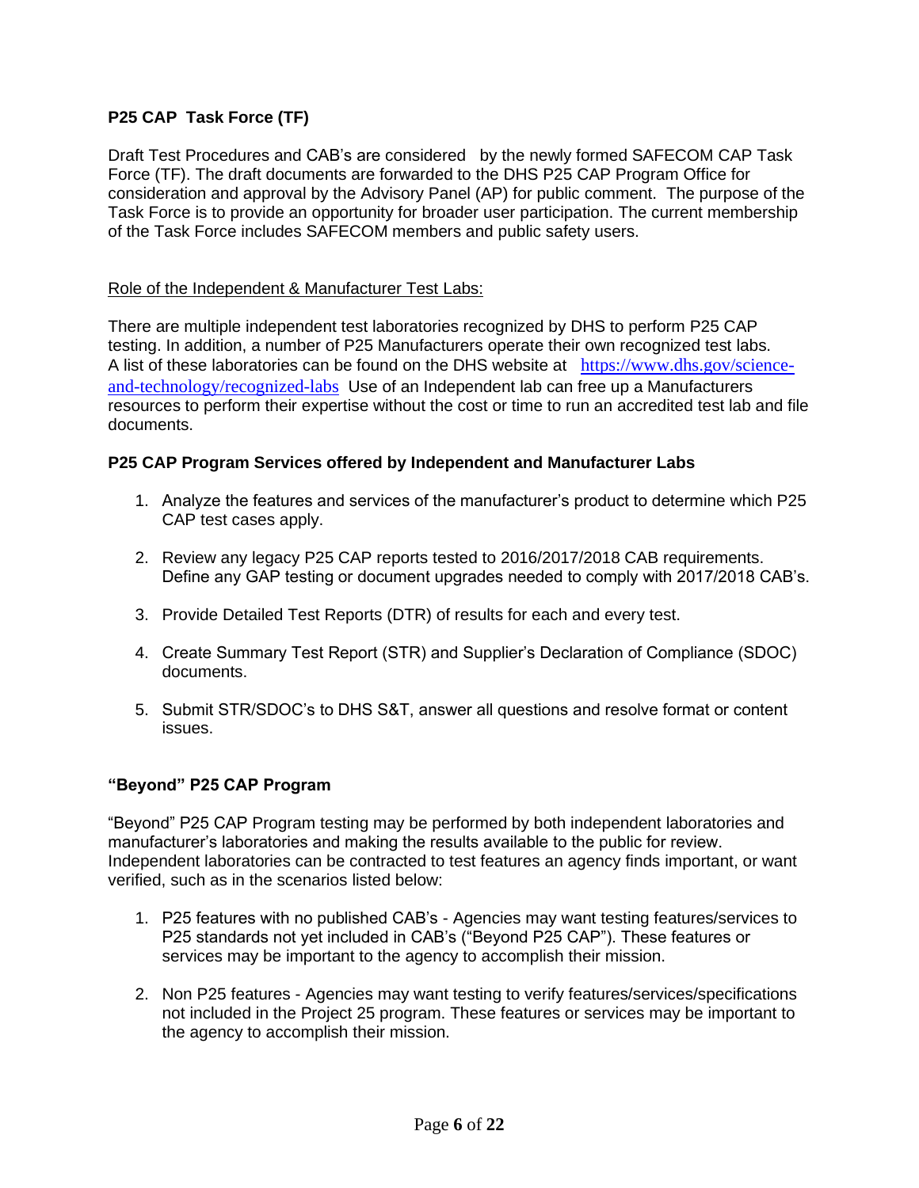### P25 CAP Task Force (TF)

Draft Test Procedures and CAB's are considered by the newly formed SAFECOM CAP Task Force (TF). The draft documents are forwarded to the DHS P25 CAP Program Office for consideration and approval by the Advisory Panel (AP) for public comment. The purpose of the Task Force is to provide an opportunity for broader user participation. The current membership of the Task Force includes SAFECOM members and public safety users.

Role of the Independent & Manufacturer Test Labs:

There are multiple independent test laboratories recognized by DHS to perform P25 CAP testing. In addition, a number of P25 Manufacturers operate their own recognized test labs. A list of these laboratories can be found on the DHS website at https://www.dhs.gov/science-and-technology/recognized-labs Use of an Independent lab can free up a Manufacturers resources to perform their expertise without the cost or time to run an accredited test lab and file documents.

### P25 CAP Program Services offered by Independent and Manufacturer Labs

1. Analyze the features and services of the manufacturer's product to determine which P25 CAP test cases apply.
2. Review any legacy P25 CAP reports tested to 2016/2017/2018 CAB requirements. Define any GAP testing or document upgrades needed to comply with 2017/2018 CAB's.
3. Provide Detailed Test Reports (DTR) of results for each and every test.
4. Create Summary Test Report (STR) and Supplier's Declaration of Compliance (SDOC) documents.
5. Submit STR/SDOC's to DHS S&T, answer all questions and resolve format or content issues.

### "Beyond" P25 CAP Program

"Beyond" P25 CAP Program testing may be performed by both independent laboratories and manufacturer's laboratories and making the results available to the public for review. Independent laboratories can be contracted to test features an agency finds important, or want verified, such as in the scenarios listed below:

1. P25 features with no published CAB's - Agencies may want testing features/services to P25 standards not yet included in CAB's ("Beyond P25 CAP"). These features or services may be important to the agency to accomplish their mission.
2. Non P25 features - Agencies may want testing to verify features/services/specifications not included in the Project 25 program. These features or services may be important to the agency to accomplish their mission.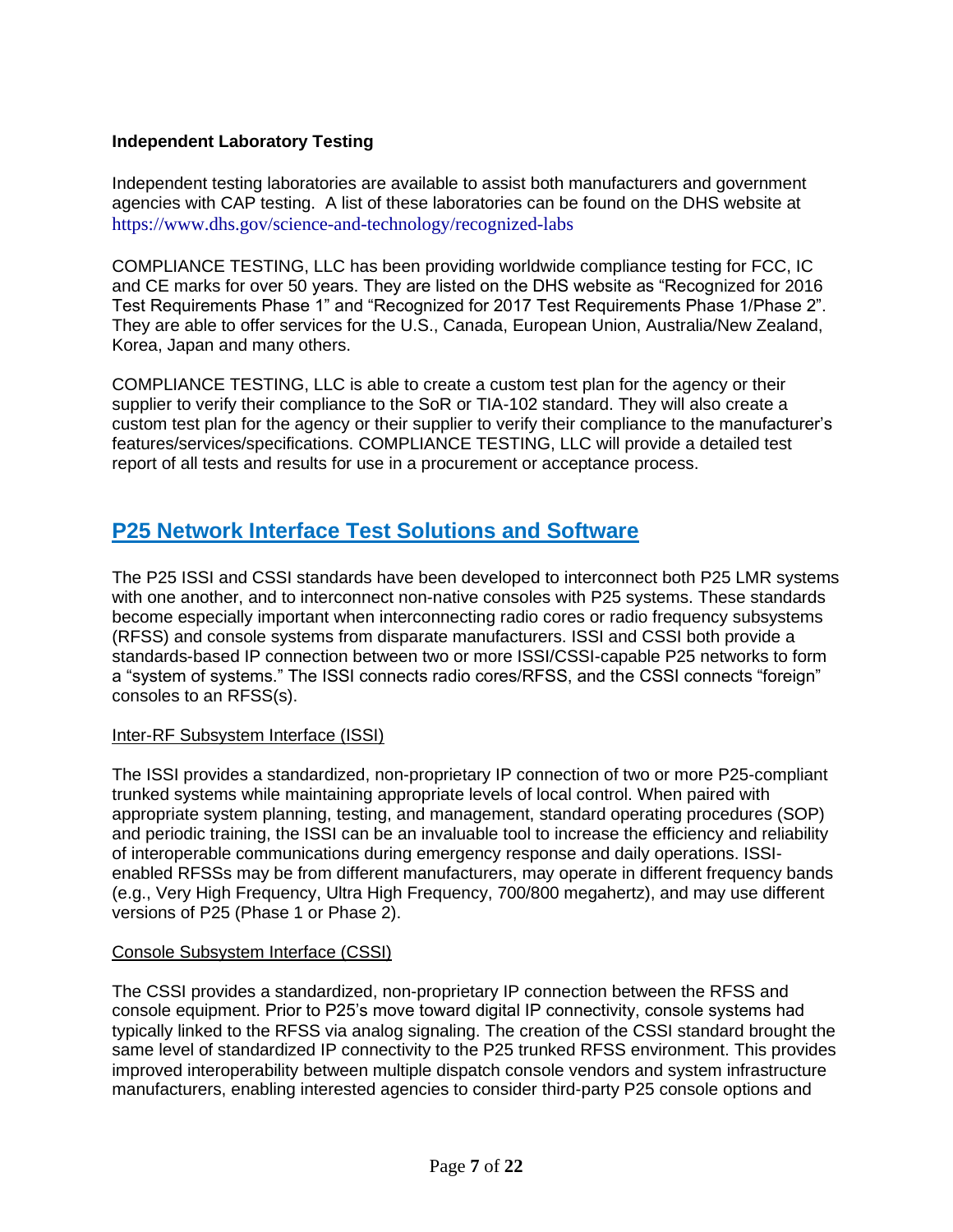**Independent Laboratory Testing**

Independent testing laboratories are available to assist both manufacturers and government agencies with CAP testing. A list of these laboratories can be found on the DHS website at https://www.dhs.gov/science-and-technology/recognized-labs

COMPLIANCE TESTING, LLC has been providing worldwide compliance testing for FCC, IC and CE marks for over 50 years. They are listed on the DHS website as "Recognized for 2016 Test Requirements Phase 1" and "Recognized for 2017 Test Requirements Phase 1/Phase 2". They are able to offer services for the U.S., Canada, European Union, Australia/New Zealand, Korea, Japan and many others.

COMPLIANCE TESTING, LLC is able to create a custom test plan for the agency or their supplier to verify their compliance to the SoR or TIA-102 standard. They will also create a custom test plan for the agency or their supplier to verify their compliance to the manufacturer's features/services/specifications. COMPLIANCE TESTING, LLC will provide a detailed test report of all tests and results for use in a procurement or acceptance process.

## P25 Network Interface Test Solutions and Software

The P25 ISSI and CSSI standards have been developed to interconnect both P25 LMR systems with one another, and to interconnect non-native consoles with P25 systems. These standards become especially important when interconnecting radio cores or radio frequency subsystems (RFSS) and console systems from disparate manufacturers. ISSI and CSSI both provide a standards-based IP connection between two or more ISSI/CSSI-capable P25 networks to form a "system of systems." The ISSI connects radio cores/RFSS, and the CSSI connects "foreign" consoles to an RFSS(s).

### Inter-RF Subsystem Interface (ISSI)

The ISSI provides a standardized, non-proprietary IP connection of two or more P25-compliant trunked systems while maintaining appropriate levels of local control. When paired with appropriate system planning, testing, and management, standard operating procedures (SOP) and periodic training, the ISSI can be an invaluable tool to increase the efficiency and reliability of interoperable communications during emergency response and daily operations. ISSI-enabled RFSSs may be from different manufacturers, may operate in different frequency bands (e.g., Very High Frequency, Ultra High Frequency, 700/800 megahertz), and may use different versions of P25 (Phase 1 or Phase 2).

### Console Subsystem Interface (CSSI)

The CSSI provides a standardized, non-proprietary IP connection between the RFSS and console equipment. Prior to P25's move toward digital IP connectivity, console systems had typically linked to the RFSS via analog signaling. The creation of the CSSI standard brought the same level of standardized IP connectivity to the P25 trunked RFSS environment. This provides improved interoperability between multiple dispatch console vendors and system infrastructure manufacturers, enabling interested agencies to consider third-party P25 console options and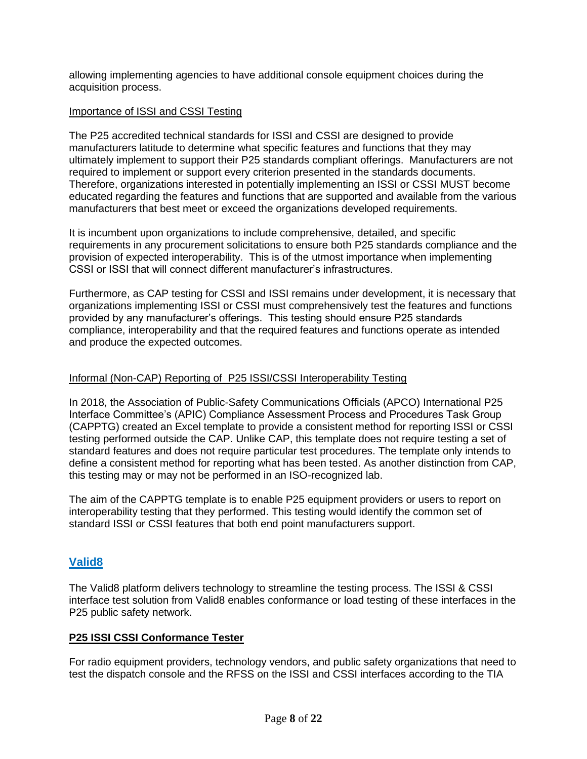allowing implementing agencies to have additional console equipment choices during the acquisition process.

<u>Importance of ISSI and CSSI Testing</u>

The P25 accredited technical standards for ISSI and CSSI are designed to provide manufacturers latitude to determine what specific features and functions that they may ultimately implement to support their P25 standards compliant offerings. Manufacturers are not required to implement or support every criterion presented in the standards documents. Therefore, organizations interested in potentially implementing an ISSI or CSSI MUST become educated regarding the features and functions that are supported and available from the various manufacturers that best meet or exceed the organizations developed requirements.

It is incumbent upon organizations to include comprehensive, detailed, and specific requirements in any procurement solicitations to ensure both P25 standards compliance and the provision of expected interoperability. This is of the utmost importance when implementing CSSI or ISSI that will connect different manufacturer's infrastructures.

Furthermore, as CAP testing for CSSI and ISSI remains under development, it is necessary that organizations implementing ISSI or CSSI must comprehensively test the features and functions provided by any manufacturer's offerings. This testing should ensure P25 standards compliance, interoperability and that the required features and functions operate as intended and produce the expected outcomes.

<u>Informal (Non-CAP) Reporting of P25 ISSI/CSSI Interoperability Testing</u>

In 2018, the Association of Public-Safety Communications Officials (APCO) International P25 Interface Committee's (APIC) Compliance Assessment Process and Procedures Task Group (CAPPTG) created an Excel template to provide a consistent method for reporting ISSI or CSSI testing performed outside the CAP. Unlike CAP, this template does not require testing a set of standard features and does not require particular test procedures. The template only intends to define a consistent method for reporting what has been tested. As another distinction from CAP, this testing may or may not be performed in an ISO-recognized lab.

The aim of the CAPPTG template is to enable P25 equipment providers or users to report on interoperability testing that they performed. This testing would identify the common set of standard ISSI or CSSI features that both end point manufacturers support.

## Valid8

The Valid8 platform delivers technology to streamline the testing process. The ISSI & CSSI interface test solution from Valid8 enables conformance or load testing of these interfaces in the P25 public safety network.

### P25 ISSI CSSI Conformance Tester

For radio equipment providers, technology vendors, and public safety organizations that need to test the dispatch console and the RFSS on the ISSI and CSSI interfaces according to the TIA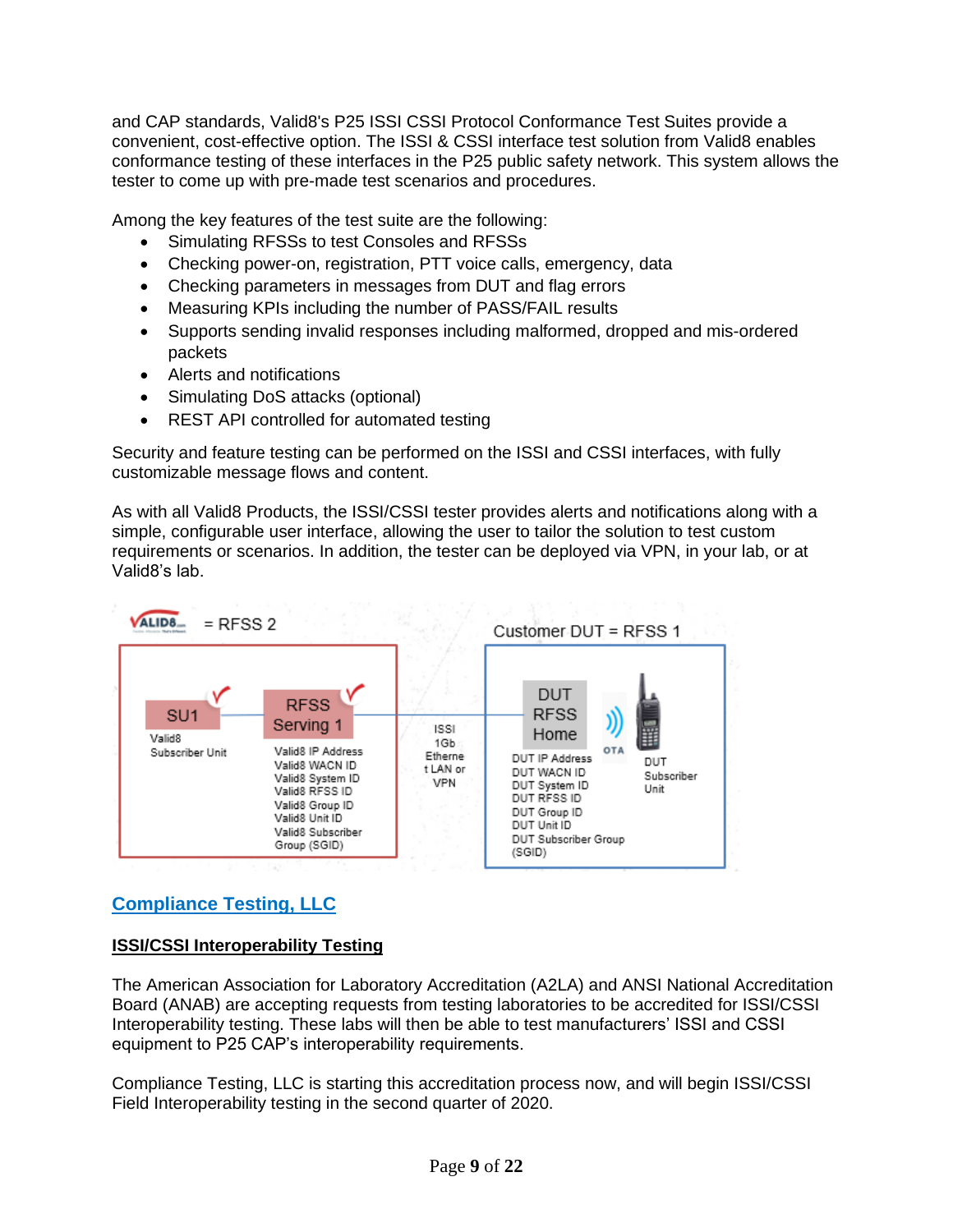and CAP standards, Valid8's P25 ISSI CSSI Protocol Conformance Test Suites provide a convenient, cost-effective option. The ISSI & CSSI interface test solution from Valid8 enables conformance testing of these interfaces in the P25 public safety network. This system allows the tester to come up with pre-made test scenarios and procedures.

Among the key features of the test suite are the following:

- Simulating RFSSs to test Consoles and RFSSs
- Checking power-on, registration, PTT voice calls, emergency, data
- Checking parameters in messages from DUT and flag errors
- Measuring KPIs including the number of PASS/FAIL results
- Supports sending invalid responses including malformed, dropped and mis-ordered packets
- Alerts and notifications
- Simulating DoS attacks (optional)
- REST API controlled for automated testing

Security and feature testing can be performed on the ISSI and CSSI interfaces, with fully customizable message flows and content.

As with all Valid8 Products, the ISSI/CSSI tester provides alerts and notifications along with a simple, configurable user interface, allowing the user to tailor the solution to test custom requirements or scenarios. In addition, the tester can be deployed via VPN, in your lab, or at Valid8's lab.

## Compliance Testing, LLC

### ISSI/CSSI Interoperability Testing

The American Association for Laboratory Accreditation (A2LA) and ANSI National Accreditation Board (ANAB) are accepting requests from testing laboratories to be accredited for ISSI/CSSI Interoperability testing. These labs will then be able to test manufacturers' ISSI and CSSI equipment to P25 CAP's interoperability requirements.

Compliance Testing, LLC is starting this accreditation process now, and will begin ISSI/CSSI Field Interoperability testing in the second quarter of 2020.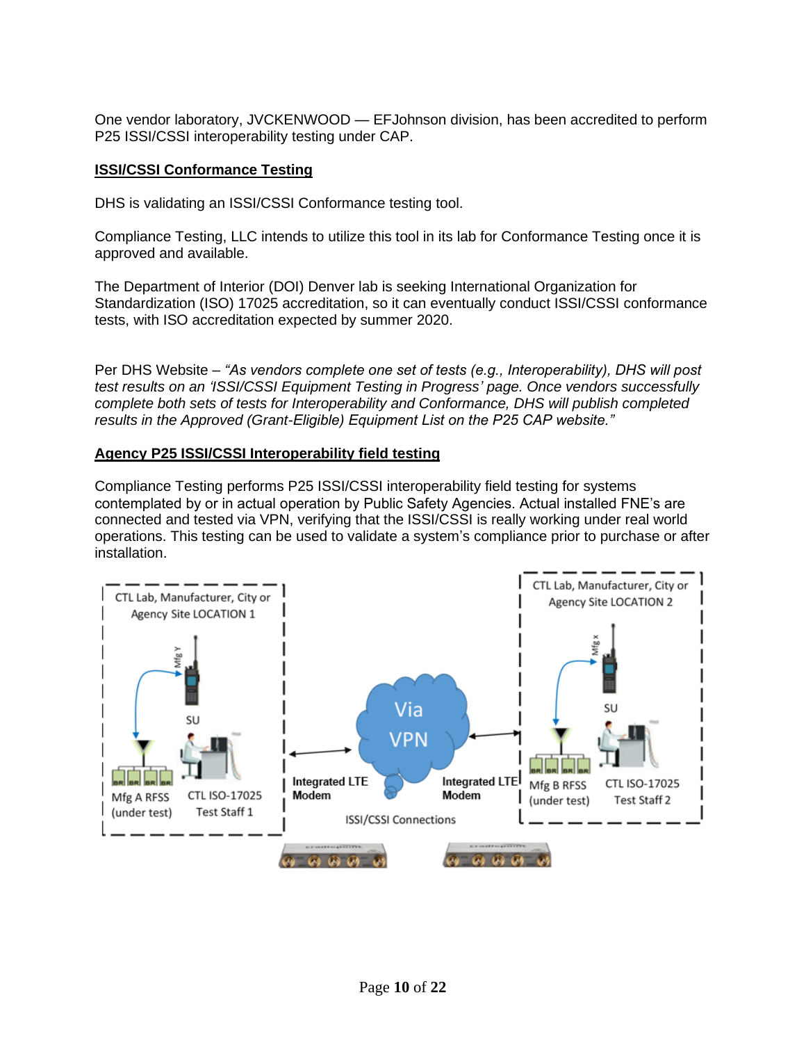One vendor laboratory, JVCKENWOOD — EFJohnson division, has been accredited to perform P25 ISSI/CSSI interoperability testing under CAP.

**ISSI/CSSI Conformance Testing**

DHS is validating an ISSI/CSSI Conformance testing tool.

Compliance Testing, LLC intends to utilize this tool in its lab for Conformance Testing once it is approved and available.

The Department of Interior (DOI) Denver lab is seeking International Organization for Standardization (ISO) 17025 accreditation, so it can eventually conduct ISSI/CSSI conformance tests, with ISO accreditation expected by summer 2020.

Per DHS Website – *"As vendors complete one set of tests (e.g., Interoperability), DHS will post test results on an 'ISSI/CSSI Equipment Testing in Progress' page. Once vendors successfully complete both sets of tests for Interoperability and Conformance, DHS will publish completed results in the Approved (Grant-Eligible) Equipment List on the P25 CAP website."*

**Agency P25 ISSI/CSSI Interoperability field testing**

Compliance Testing performs P25 ISSI/CSSI interoperability field testing for systems contemplated by or in actual operation by Public Safety Agencies. Actual installed FNE's are connected and tested via VPN, verifying that the ISSI/CSSI is really working under real world operations. This testing can be used to validate a system's compliance prior to purchase or after installation.

CTL Lab, Manufacturer, City or Agency Site LOCATION 1

Mfg Y

SU

Mfg A RFSS (under test)

CTL ISO-17025 Test Staff 1

Via VPN

Integrated LTE Modem

Integrated LTE Modem

ISSI/CSSI Connections

CTL Lab, Manufacturer, City or Agency Site LOCATION 2

Mfg x

SU

Mfg B RFSS (under test)

CTL ISO-17025 Test Staff 2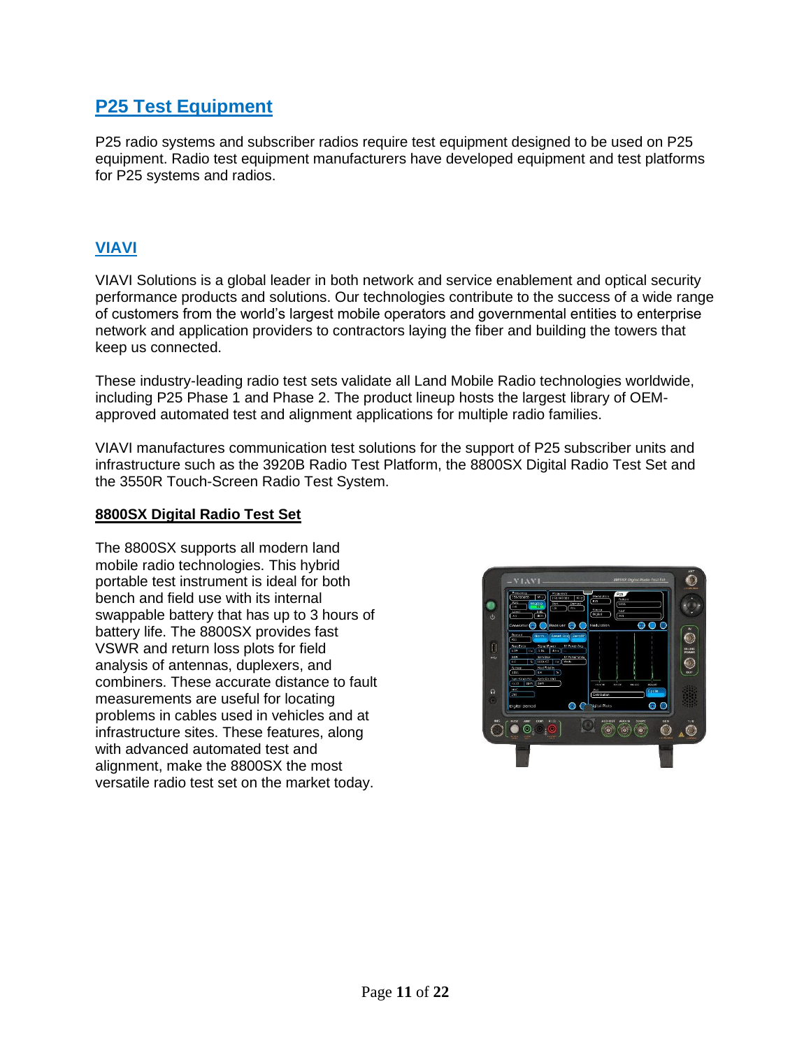## P25 Test Equipment

P25 radio systems and subscriber radios require test equipment designed to be used on P25 equipment. Radio test equipment manufacturers have developed equipment and test platforms for P25 systems and radios.

### VIAVI

VIAVI Solutions is a global leader in both network and service enablement and optical security performance products and solutions. Our technologies contribute to the success of a wide range of customers from the world's largest mobile operators and governmental entities to enterprise network and application providers to contractors laying the fiber and building the towers that keep us connected.

These industry-leading radio test sets validate all Land Mobile Radio technologies worldwide, including P25 Phase 1 and Phase 2. The product lineup hosts the largest library of OEM-approved automated test and alignment applications for multiple radio families.

VIAVI manufactures communication test solutions for the support of P25 subscriber units and infrastructure such as the 3920B Radio Test Platform, the 8800SX Digital Radio Test Set and the 3550R Touch-Screen Radio Test System.

#### 8800SX Digital Radio Test Set

The 8800SX supports all modern land mobile radio technologies. This hybrid portable test instrument is ideal for both bench and field use with its internal swappable battery that has up to 3 hours of battery life. The 8800SX provides fast VSWR and return loss plots for field analysis of antennas, duplexers, and combiners. These accurate distance to fault measurements are useful for locating problems in cables used in vehicles and at infrastructure sites. These features, along with advanced automated test and alignment, make the 8800SX the most versatile radio test set on the market today.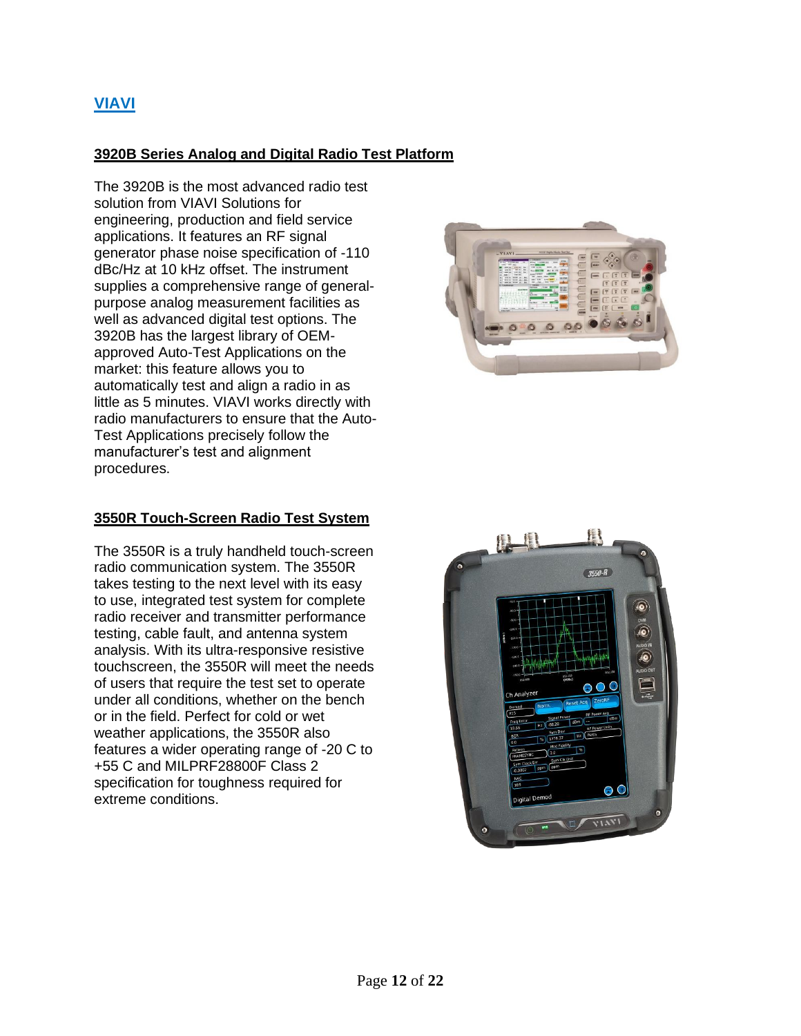## VIAVI

### 3920B Series Analog and Digital Radio Test Platform

The 3920B is the most advanced radio test solution from VIAVI Solutions for engineering, production and field service applications. It features an RF signal generator phase noise specification of -110 dBc/Hz at 10 kHz offset. The instrument supplies a comprehensive range of general-purpose analog measurement facilities as well as advanced digital test options. The 3920B has the largest library of OEM-approved Auto-Test Applications on the market: this feature allows you to automatically test and align a radio in as little as 5 minutes. VIAVI works directly with radio manufacturers to ensure that the Auto-Test Applications precisely follow the manufacturer's test and alignment procedures.

### 3550R Touch-Screen Radio Test System

The 3550R is a truly handheld touch-screen radio communication system. The 3550R takes testing to the next level with its easy to use, integrated test system for complete radio receiver and transmitter performance testing, cable fault, and antenna system analysis. With its ultra-responsive resistive touchscreen, the 3550R will meet the needs of users that require the test set to operate under all conditions, whether on the bench or in the field. Perfect for cold or wet weather applications, the 3550R also features a wider operating range of -20 C to +55 C and MILPRF28800F Class 2 specification for toughness required for extreme conditions.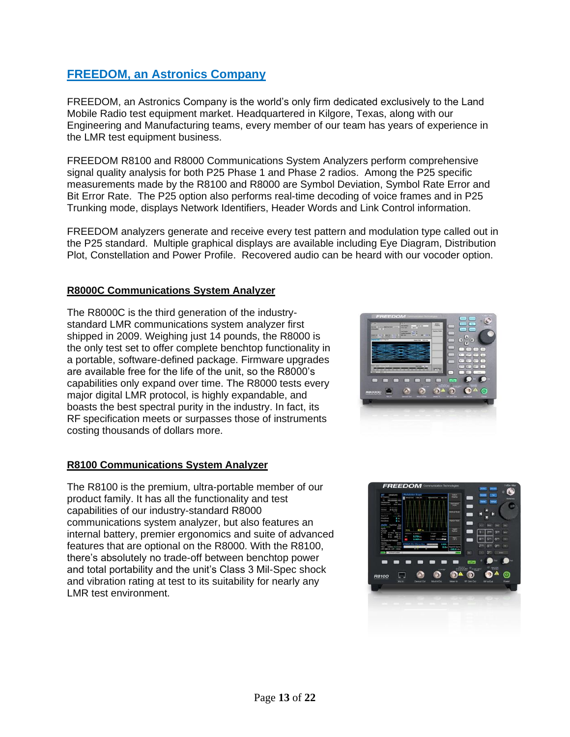## [FREEDOM, an Astronics Company]

FREEDOM, an Astronics Company is the world's only firm dedicated exclusively to the Land Mobile Radio test equipment market. Headquartered in Kilgore, Texas, along with our Engineering and Manufacturing teams, every member of our team has years of experience in the LMR test equipment business.

FREEDOM R8100 and R8000 Communications System Analyzers perform comprehensive signal quality analysis for both P25 Phase 1 and Phase 2 radios. Among the P25 specific measurements made by the R8100 and R8000 are Symbol Deviation, Symbol Rate Error and Bit Error Rate. The P25 option also performs real-time decoding of voice frames and in P25 Trunking mode, displays Network Identifiers, Header Words and Link Control information.

FREEDOM analyzers generate and receive every test pattern and modulation type called out in the P25 standard. Multiple graphical displays are available including Eye Diagram, Distribution Plot, Constellation and Power Profile. Recovered audio can be heard with our vocoder option.

### R8000C Communications System Analyzer

The R8000C is the third generation of the industry-standard LMR communications system analyzer first shipped in 2009. Weighing just 14 pounds, the R8000 is the only test set to offer complete benchtop functionality in a portable, software-defined package. Firmware upgrades are available free for the life of the unit, so the R8000's capabilities only expand over time. The R8000 tests every major digital LMR protocol, is highly expandable, and boasts the best spectral purity in the industry. In fact, its RF specification meets or surpasses those of instruments costing thousands of dollars more.

### R8100 Communications System Analyzer

The R8100 is the premium, ultra-portable member of our product family. It has all the functionality and test capabilities of our industry-standard R8000 communications system analyzer, but also features an internal battery, premier ergonomics and suite of advanced features that are optional on the R8000. With the R8100, there's absolutely no trade-off between benchtop power and total portability and the unit's Class 3 Mil-Spec shock and vibration rating at test to its suitability for nearly any LMR test environment.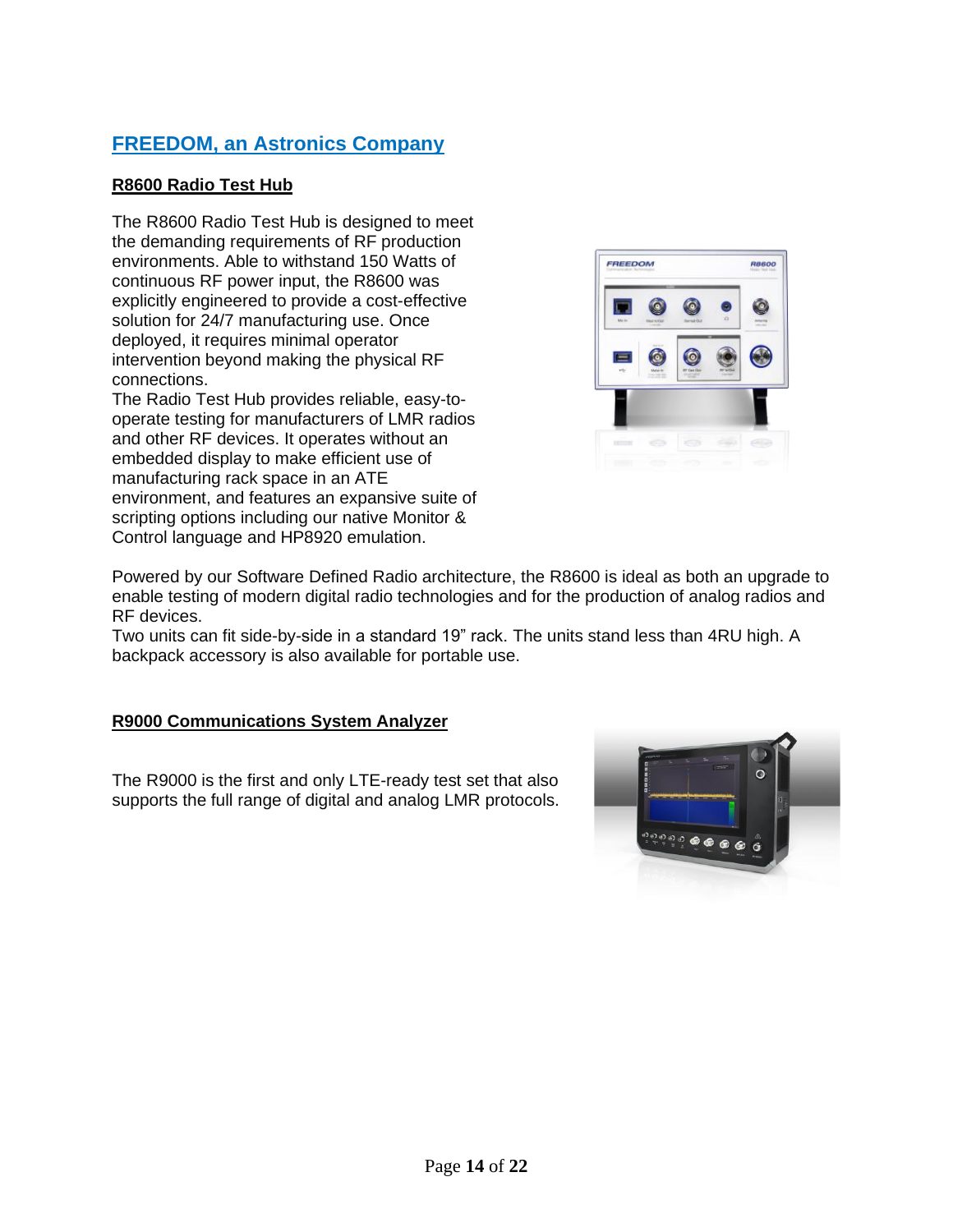## FREEDOM, an Astronics Company

### R8600 Radio Test Hub

The R8600 Radio Test Hub is designed to meet the demanding requirements of RF production environments. Able to withstand 150 Watts of continuous RF power input, the R8600 was explicitly engineered to provide a cost-effective solution for 24/7 manufacturing use. Once deployed, it requires minimal operator intervention beyond making the physical RF connections.

The Radio Test Hub provides reliable, easy-to-operate testing for manufacturers of LMR radios and other RF devices. It operates without an embedded display to make efficient use of manufacturing rack space in an ATE environment, and features an expansive suite of scripting options including our native Monitor & Control language and HP8920 emulation.

Powered by our Software Defined Radio architecture, the R8600 is ideal as both an upgrade to enable testing of modern digital radio technologies and for the production of analog radios and RF devices.

Two units can fit side-by-side in a standard 19" rack. The units stand less than 4RU high. A backpack accessory is also available for portable use.

### R9000 Communications System Analyzer

The R9000 is the first and only LTE-ready test set that also supports the full range of digital and analog LMR protocols.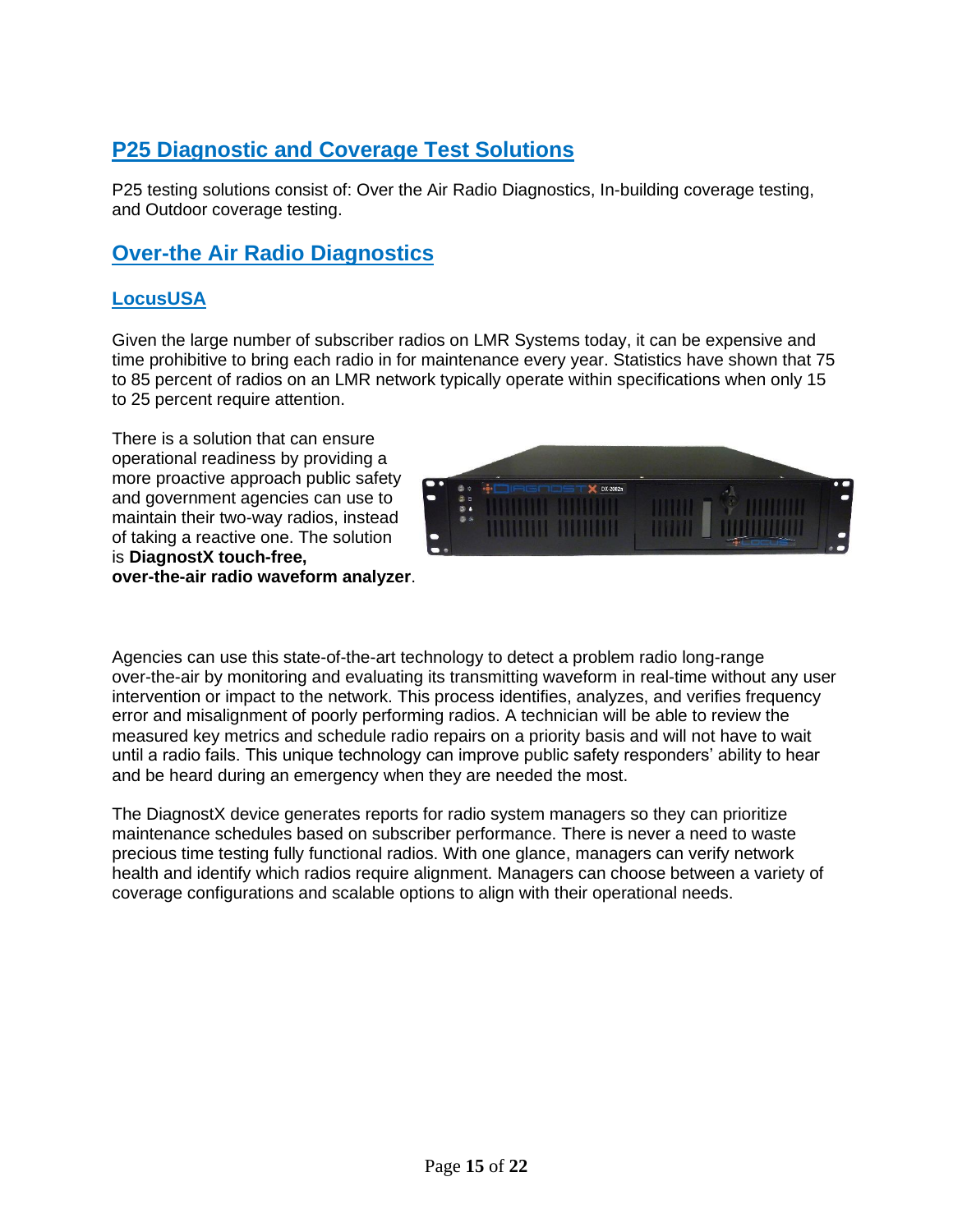## P25 Diagnostic and Coverage Test Solutions

P25 testing solutions consist of: Over the Air Radio Diagnostics, In-building coverage testing, and Outdoor coverage testing.

## Over-the Air Radio Diagnostics

### LocusUSA

Given the large number of subscriber radios on LMR Systems today, it can be expensive and time prohibitive to bring each radio in for maintenance every year. Statistics have shown that 75 to 85 percent of radios on an LMR network typically operate within specifications when only 15 to 25 percent require attention.

There is a solution that can ensure operational readiness by providing a more proactive approach public safety and government agencies can use to maintain their two-way radios, instead of taking a reactive one. The solution is **DiagnostX touch-free, over-the-air radio waveform analyzer**.

Agencies can use this state-of-the-art technology to detect a problem radio long-range over-the-air by monitoring and evaluating its transmitting waveform in real-time without any user intervention or impact to the network. This process identifies, analyzes, and verifies frequency error and misalignment of poorly performing radios. A technician will be able to review the measured key metrics and schedule radio repairs on a priority basis and will not have to wait until a radio fails. This unique technology can improve public safety responders' ability to hear and be heard during an emergency when they are needed the most.

The DiagnostX device generates reports for radio system managers so they can prioritize maintenance schedules based on subscriber performance. There is never a need to waste precious time testing fully functional radios. With one glance, managers can verify network health and identify which radios require alignment. Managers can choose between a variety of coverage configurations and scalable options to align with their operational needs.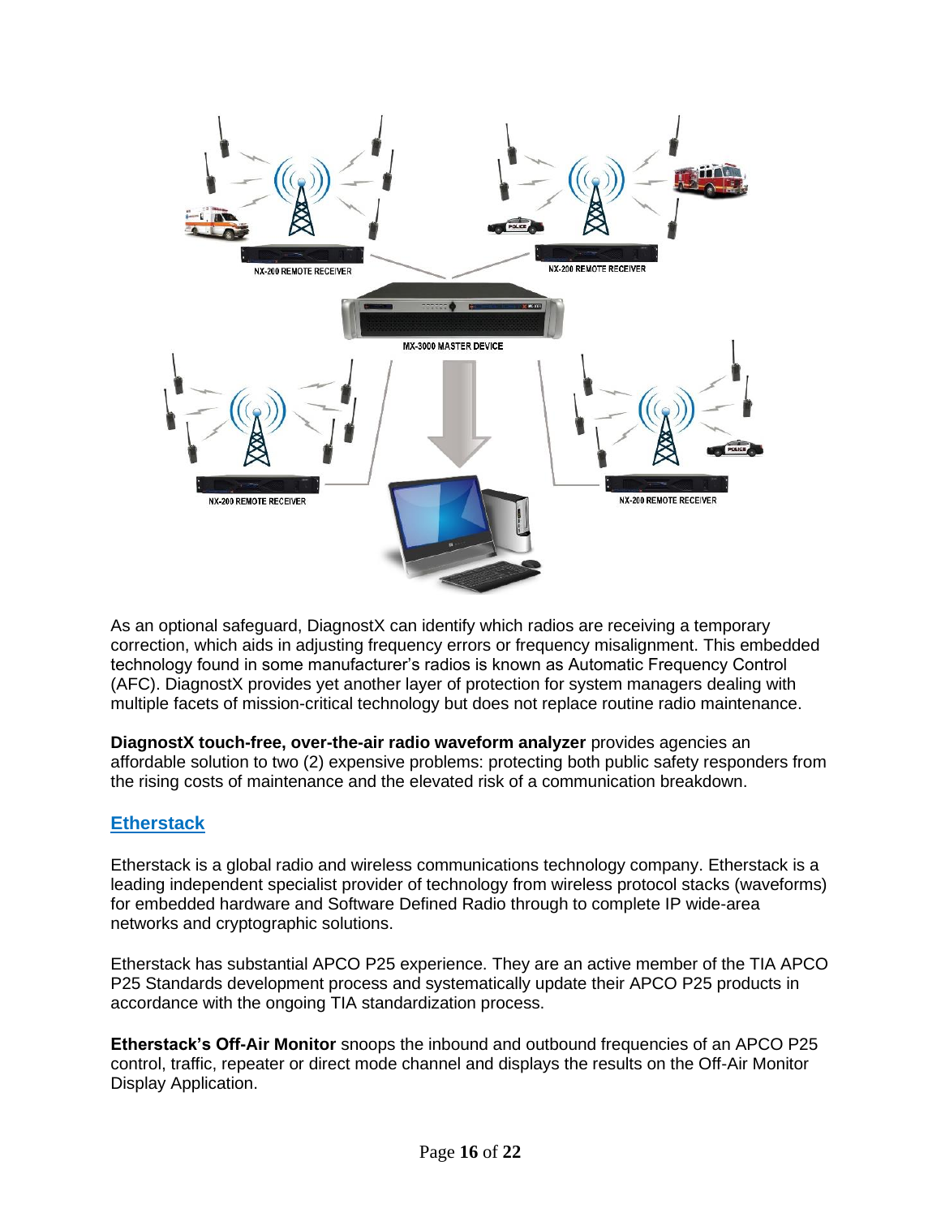As an optional safeguard, DiagnostX can identify which radios are receiving a temporary correction, which aids in adjusting frequency errors or frequency misalignment. This embedded technology found in some manufacturer's radios is known as Automatic Frequency Control (AFC). DiagnostX provides yet another layer of protection for system managers dealing with multiple facets of mission-critical technology but does not replace routine radio maintenance.

**DiagnostX touch-free, over-the-air radio waveform analyzer** provides agencies an affordable solution to two (2) expensive problems: protecting both public safety responders from the rising costs of maintenance and the elevated risk of a communication breakdown.

## Etherstack

Etherstack is a global radio and wireless communications technology company. Etherstack is a leading independent specialist provider of technology from wireless protocol stacks (waveforms) for embedded hardware and Software Defined Radio through to complete IP wide-area networks and cryptographic solutions.

Etherstack has substantial APCO P25 experience. They are an active member of the TIA APCO P25 Standards development process and systematically update their APCO P25 products in accordance with the ongoing TIA standardization process.

**Etherstack's Off-Air Monitor** snoops the inbound and outbound frequencies of an APCO P25 control, traffic, repeater or direct mode channel and displays the results on the Off-Air Monitor Display Application.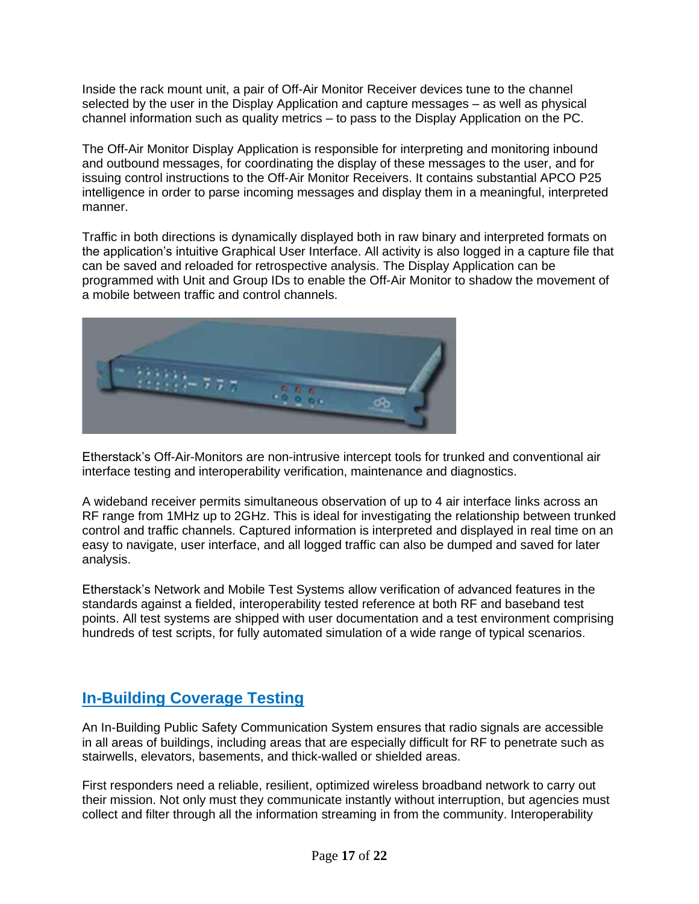Inside the rack mount unit, a pair of Off-Air Monitor Receiver devices tune to the channel selected by the user in the Display Application and capture messages – as well as physical channel information such as quality metrics – to pass to the Display Application on the PC.

The Off-Air Monitor Display Application is responsible for interpreting and monitoring inbound and outbound messages, for coordinating the display of these messages to the user, and for issuing control instructions to the Off-Air Monitor Receivers. It contains substantial APCO P25 intelligence in order to parse incoming messages and display them in a meaningful, interpreted manner.

Traffic in both directions is dynamically displayed both in raw binary and interpreted formats on the application's intuitive Graphical User Interface. All activity is also logged in a capture file that can be saved and reloaded for retrospective analysis. The Display Application can be programmed with Unit and Group IDs to enable the Off-Air Monitor to shadow the movement of a mobile between traffic and control channels.

Etherstack's Off-Air-Monitors are non-intrusive intercept tools for trunked and conventional air interface testing and interoperability verification, maintenance and diagnostics.

A wideband receiver permits simultaneous observation of up to 4 air interface links across an RF range from 1MHz up to 2GHz. This is ideal for investigating the relationship between trunked control and traffic channels. Captured information is interpreted and displayed in real time on an easy to navigate, user interface, and all logged traffic can also be dumped and saved for later analysis.

Etherstack's Network and Mobile Test Systems allow verification of advanced features in the standards against a fielded, interoperability tested reference at both RF and baseband test points. All test systems are shipped with user documentation and a test environment comprising hundreds of test scripts, for fully automated simulation of a wide range of typical scenarios.

## In-Building Coverage Testing

An In-Building Public Safety Communication System ensures that radio signals are accessible in all areas of buildings, including areas that are especially difficult for RF to penetrate such as stairwells, elevators, basements, and thick-walled or shielded areas.

First responders need a reliable, resilient, optimized wireless broadband network to carry out their mission. Not only must they communicate instantly without interruption, but agencies must collect and filter through all the information streaming in from the community. Interoperability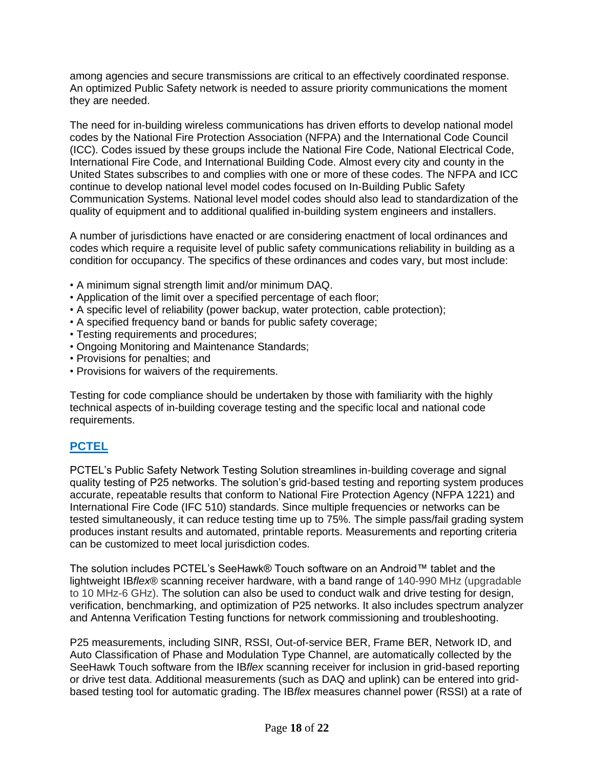among agencies and secure transmissions are critical to an effectively coordinated response. An optimized Public Safety network is needed to assure priority communications the moment they are needed.

The need for in-building wireless communications has driven efforts to develop national model codes by the National Fire Protection Association (NFPA) and the International Code Council (ICC). Codes issued by these groups include the National Fire Code, National Electrical Code, International Fire Code, and International Building Code. Almost every city and county in the United States subscribes to and complies with one or more of these codes. The NFPA and ICC continue to develop national level model codes focused on In-Building Public Safety Communication Systems. National level model codes should also lead to standardization of the quality of equipment and to additional qualified in-building system engineers and installers.

A number of jurisdictions have enacted or are considering enactment of local ordinances and codes which require a requisite level of public safety communications reliability in building as a condition for occupancy. The specifics of these ordinances and codes vary, but most include:

- A minimum signal strength limit and/or minimum DAQ.
- Application of the limit over a specified percentage of each floor;
- A specific level of reliability (power backup, water protection, cable protection);
- A specified frequency band or bands for public safety coverage;
- Testing requirements and procedures;
- Ongoing Monitoring and Maintenance Standards;
- Provisions for penalties; and
- Provisions for waivers of the requirements.

Testing for code compliance should be undertaken by those with familiarity with the highly technical aspects of in-building coverage testing and the specific local and national code requirements.

## PCTEL

PCTEL's Public Safety Network Testing Solution streamlines in-building coverage and signal quality testing of P25 networks. The solution's grid-based testing and reporting system produces accurate, repeatable results that conform to National Fire Protection Agency (NFPA 1221) and International Fire Code (IFC 510) standards. Since multiple frequencies or networks can be tested simultaneously, it can reduce testing time up to 75%. The simple pass/fail grading system produces instant results and automated, printable reports. Measurements and reporting criteria can be customized to meet local jurisdiction codes.

The solution includes PCTEL's SeeHawk® Touch software on an Android™ tablet and the lightweight IB*flex*® scanning receiver hardware, with a band range of 140-990 MHz (upgradable to 10 MHz-6 GHz). The solution can also be used to conduct walk and drive testing for design, verification, benchmarking, and optimization of P25 networks. It also includes spectrum analyzer and Antenna Verification Testing functions for network commissioning and troubleshooting.

P25 measurements, including SINR, RSSI, Out-of-service BER, Frame BER, Network ID, and Auto Classification of Phase and Modulation Type Channel, are automatically collected by the SeeHawk Touch software from the IB*flex* scanning receiver for inclusion in grid-based reporting or drive test data. Additional measurements (such as DAQ and uplink) can be entered into grid-based testing tool for automatic grading. The IB*flex* measures channel power (RSSI) at a rate of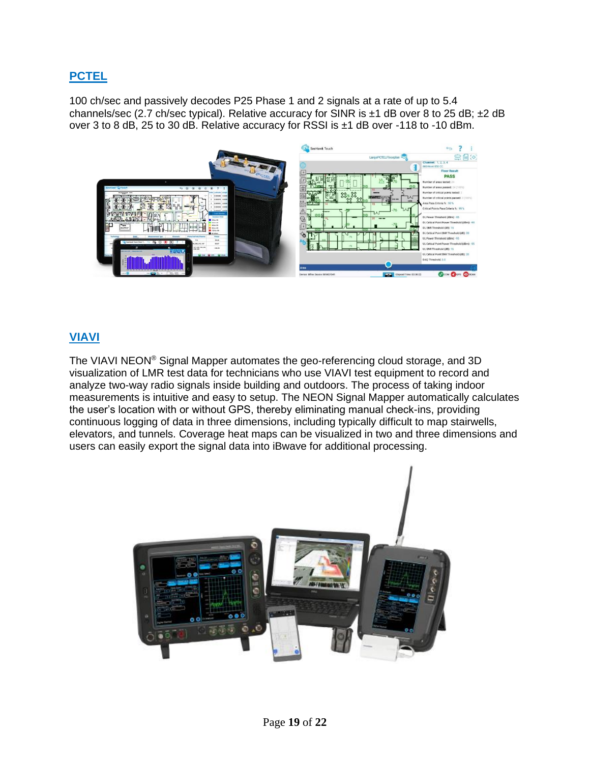## [PCTEL]

100 ch/sec and passively decodes P25 Phase 1 and 2 signals at a rate of up to 5.4 channels/sec (2.7 ch/sec typical). Relative accuracy for SINR is ±1 dB over 8 to 25 dB; ±2 dB over 3 to 8 dB, 25 to 30 dB. Relative accuracy for RSSI is ±1 dB over -118 to -10 dBm.

## [VIAVI]

The VIAVI NEON® Signal Mapper automates the geo-referencing cloud storage, and 3D visualization of LMR test data for technicians who use VIAVI test equipment to record and analyze two-way radio signals inside building and outdoors. The process of taking indoor measurements is intuitive and easy to setup. The NEON Signal Mapper automatically calculates the user's location with or without GPS, thereby eliminating manual check-ins, providing continuous logging of data in three dimensions, including typically difficult to map stairwells, elevators, and tunnels. Coverage heat maps can be visualized in two and three dimensions and users can easily export the signal data into iBwave for additional processing.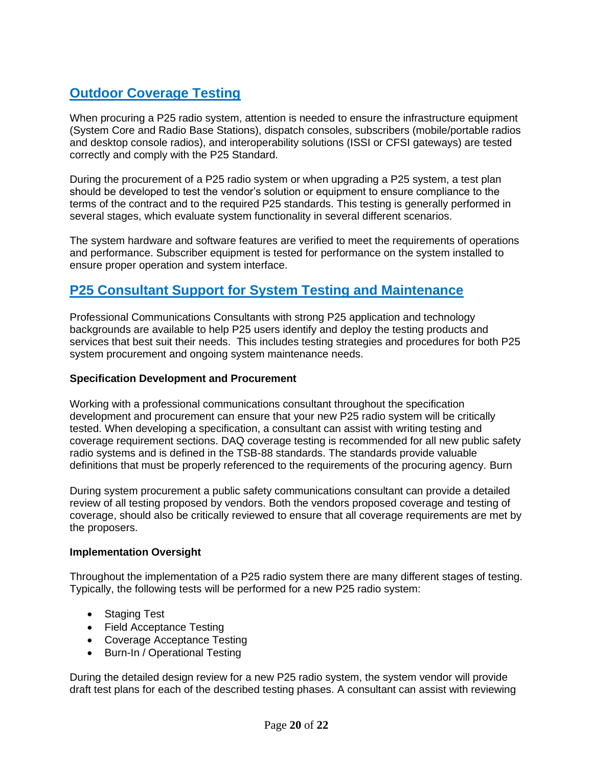## Outdoor Coverage Testing

When procuring a P25 radio system, attention is needed to ensure the infrastructure equipment (System Core and Radio Base Stations), dispatch consoles, subscribers (mobile/portable radios and desktop console radios), and interoperability solutions (ISSI or CFSI gateways) are tested correctly and comply with the P25 Standard.

During the procurement of a P25 radio system or when upgrading a P25 system, a test plan should be developed to test the vendor's solution or equipment to ensure compliance to the terms of the contract and to the required P25 standards. This testing is generally performed in several stages, which evaluate system functionality in several different scenarios.

The system hardware and software features are verified to meet the requirements of operations and performance. Subscriber equipment is tested for performance on the system installed to ensure proper operation and system interface.

## P25 Consultant Support for System Testing and Maintenance

Professional Communications Consultants with strong P25 application and technology backgrounds are available to help P25 users identify and deploy the testing products and services that best suit their needs. This includes testing strategies and procedures for both P25 system procurement and ongoing system maintenance needs.

**Specification Development and Procurement**

Working with a professional communications consultant throughout the specification development and procurement can ensure that your new P25 radio system will be critically tested. When developing a specification, a consultant can assist with writing testing and coverage requirement sections. DAQ coverage testing is recommended for all new public safety radio systems and is defined in the TSB-88 standards. The standards provide valuable definitions that must be properly referenced to the requirements of the procuring agency. Burn

During system procurement a public safety communications consultant can provide a detailed review of all testing proposed by vendors. Both the vendors proposed coverage and testing of coverage, should also be critically reviewed to ensure that all coverage requirements are met by the proposers.

**Implementation Oversight**

Throughout the implementation of a P25 radio system there are many different stages of testing. Typically, the following tests will be performed for a new P25 radio system:

- Staging Test
- Field Acceptance Testing
- Coverage Acceptance Testing
- Burn-In / Operational Testing

During the detailed design review for a new P25 radio system, the system vendor will provide draft test plans for each of the described testing phases. A consultant can assist with reviewing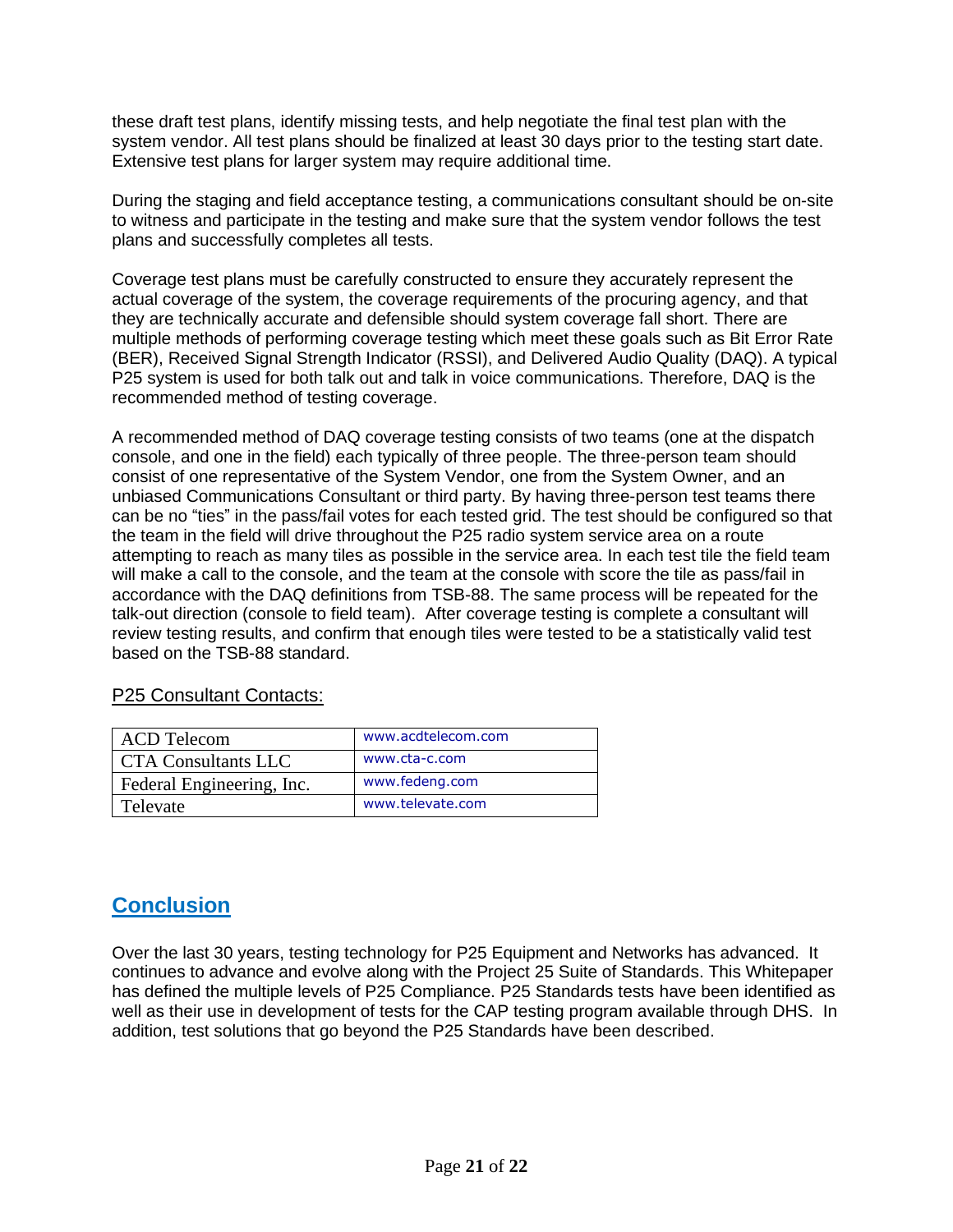these draft test plans, identify missing tests, and help negotiate the final test plan with the system vendor. All test plans should be finalized at least 30 days prior to the testing start date. Extensive test plans for larger system may require additional time.

During the staging and field acceptance testing, a communications consultant should be on-site to witness and participate in the testing and make sure that the system vendor follows the test plans and successfully completes all tests.

Coverage test plans must be carefully constructed to ensure they accurately represent the actual coverage of the system, the coverage requirements of the procuring agency, and that they are technically accurate and defensible should system coverage fall short. There are multiple methods of performing coverage testing which meet these goals such as Bit Error Rate (BER), Received Signal Strength Indicator (RSSI), and Delivered Audio Quality (DAQ). A typical P25 system is used for both talk out and talk in voice communications. Therefore, DAQ is the recommended method of testing coverage.

A recommended method of DAQ coverage testing consists of two teams (one at the dispatch console, and one in the field) each typically of three people. The three-person team should consist of one representative of the System Vendor, one from the System Owner, and an unbiased Communications Consultant or third party. By having three-person test teams there can be no "ties" in the pass/fail votes for each tested grid. The test should be configured so that the team in the field will drive throughout the P25 radio system service area on a route attempting to reach as many tiles as possible in the service area. In each test tile the field team will make a call to the console, and the team at the console with score the tile as pass/fail in accordance with the DAQ definitions from TSB-88. The same process will be repeated for the talk-out direction (console to field team). After coverage testing is complete a consultant will review testing results, and confirm that enough tiles were tested to be a statistically valid test based on the TSB-88 standard.

P25 Consultant Contacts:

| ACD Telecom | www.acdtelecom.com |
|---|---|
| CTA Consultants LLC | www.cta-c.com |
| Federal Engineering, Inc. | www.fedeng.com |
| Televate | www.televate.com |

## Conclusion

Over the last 30 years, testing technology for P25 Equipment and Networks has advanced. It continues to advance and evolve along with the Project 25 Suite of Standards. This Whitepaper has defined the multiple levels of P25 Compliance. P25 Standards tests have been identified as well as their use in development of tests for the CAP testing program available through DHS. In addition, test solutions that go beyond the P25 Standards have been described.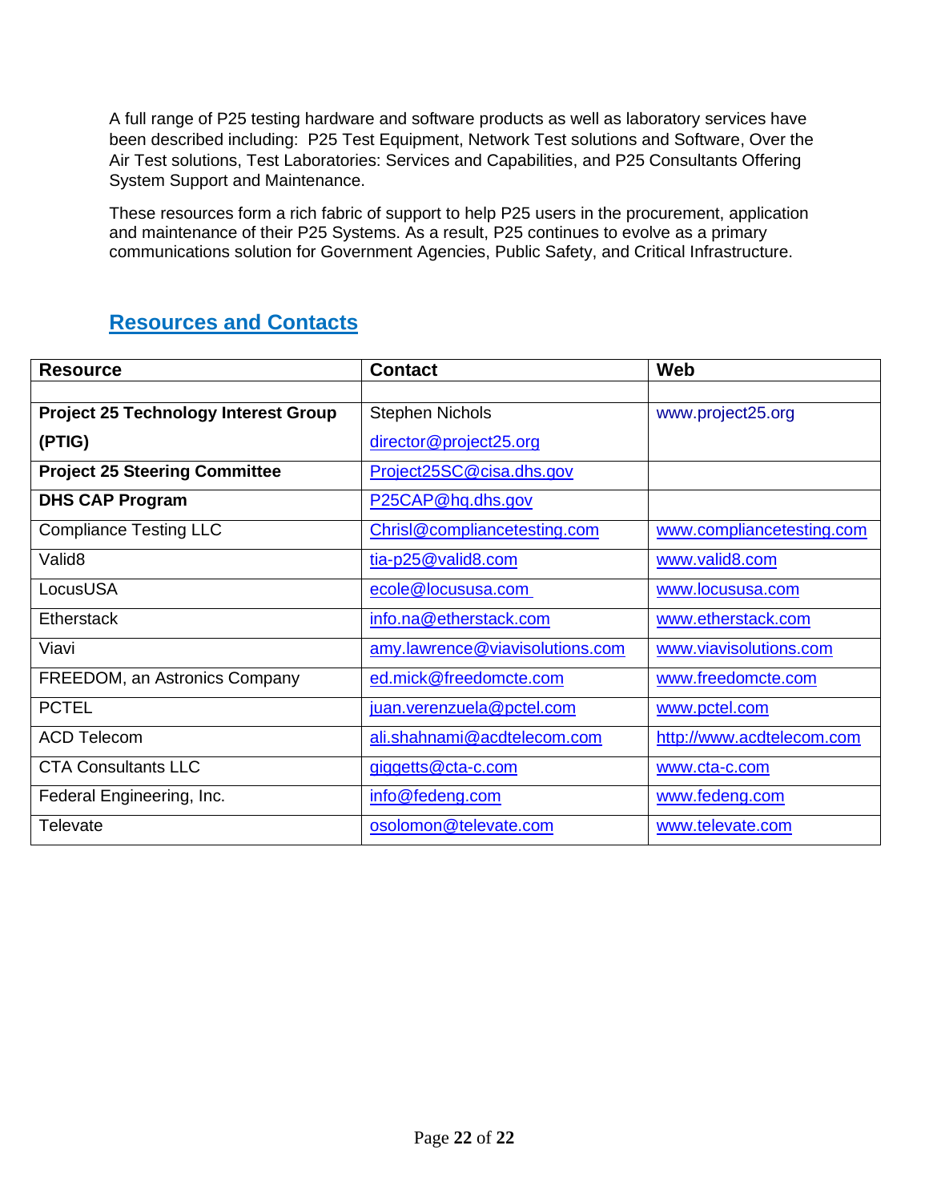A full range of P25 testing hardware and software products as well as laboratory services have been described including: P25 Test Equipment, Network Test solutions and Software, Over the Air Test solutions, Test Laboratories: Services and Capabilities, and P25 Consultants Offering System Support and Maintenance.

These resources form a rich fabric of support to help P25 users in the procurement, application and maintenance of their P25 Systems. As a result, P25 continues to evolve as a primary communications solution for Government Agencies, Public Safety, and Critical Infrastructure.

## Resources and Contacts

| Resource | Contact | Web |
|---|---|---|
| | | |
| **Project 25 Technology Interest Group (PTIG)** | Stephen Nichols<br>director@project25.org | www.project25.org |
| **Project 25 Steering Committee** | Project25SC@cisa.dhs.gov | |
| **DHS CAP Program** | P25CAP@hq.dhs.gov | |
| Compliance Testing LLC | Chrisl@compliancetesting.com | www.compliancetesting.com |
| Valid8 | tia-p25@valid8.com | www.valid8.com |
| LocusUSA | ecole@locususa.com | www.locususa.com |
| Etherstack | info.na@etherstack.com | www.etherstack.com |
| Viavi | amy.lawrence@viavisolutions.com | www.viavisolutions.com |
| FREEDOM, an Astronics Company | ed.mick@freedomcte.com | www.freedomcte.com |
| PCTEL | juan.verenzuela@pctel.com | www.pctel.com |
| ACD Telecom | ali.shahnami@acdtelecom.com | http://www.acdtelecom.com |
| CTA Consultants LLC | giggetts@cta-c.com | www.cta-c.com |
| Federal Engineering, Inc. | info@fedeng.com | www.fedeng.com |
| Televate | osolomon@televate.com | www.televate.com |